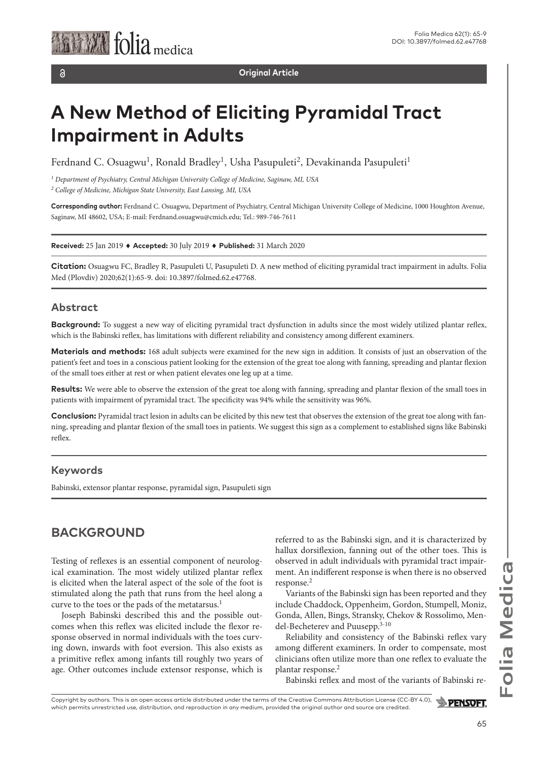**Original Article**

# A New Method of Eliciting Pyramidal Tract Impairment in Adults

Ferdnand C. Osuagwu[1], Ronald Bradley[1], Usha Pasupuleti[2], Devakinanda Pasupuleti[1]

*[1] Department of Psychiatry, Central Michigan University College of Medicine, Saginaw, MI, USA*

*[2] College of Medicine, Michigan State University, East Lansing, MI, USA*

**Corresponding author:** Ferdnand C. Osuagwu, Department of Psychiatry, Central Michigan University College of Medicine, 1000 Houghton Avenue, Saginaw, MI 48602, USA; E-mail: Ferdnand.osuagwu@cmich.edu; Tel.: 989-746-7611

**Received:** 25 Jan 2019 ♦ **Accepted:** 30 July 2019 ♦ **Published:** 31 March 2020

**Citation:** Osuagwu FC, Bradley R, Pasupuleti U, Pasupuleti D. A new method of eliciting pyramidal tract impairment in adults. Folia Med (Plovdiv) 2020;62(1):65-9. doi: 10.3897/folmed.62.e47768.

## Abstract

**Background:** To suggest a new way of eliciting pyramidal tract dysfunction in adults since the most widely utilized plantar reflex, which is the Babinski reflex, has limitations with different reliability and consistency among different examiners.

**Materials and methods:** 168 adult subjects were examined for the new sign in addition. It consists of just an observation of the patient's feet and toes in a conscious patient looking for the extension of the great toe along with fanning, spreading and plantar flexion of the small toes either at rest or when patient elevates one leg up at a time.

**Results:** We were able to observe the extension of the great toe along with fanning, spreading and plantar flexion of the small toes in patients with impairment of pyramidal tract. The specificity was 94% while the sensitivity was 96%.

**Conclusion:** Pyramidal tract lesion in adults can be elicited by this new test that observes the extension of the great toe along with fanning, spreading and plantar flexion of the small toes in patients. We suggest this sign as a complement to established signs like Babinski reflex.

## Keywords

Babinski, extensor plantar response, pyramidal sign, Pasupuleti sign

## BACKGROUND

Testing of reflexes is an essential component of neurological examination. The most widely utilized plantar reflex is elicited when the lateral aspect of the sole of the foot is stimulated along the path that runs from the heel along a curve to the toes or the pads of the metatarsus.[1]

Joseph Babinski described this and the possible outcomes when this reflex was elicited include the flexor response observed in normal individuals with the toes curving down, inwards with foot eversion. This also exists as a primitive reflex among infants till roughly two years of age. Other outcomes include extensor response, which is referred to as the Babinski sign, and it is characterized by hallux dorsiflexion, fanning out of the other toes. This is observed in adult individuals with pyramidal tract impairment. An indifferent response is when there is no observed response.[2]

Variants of the Babinski sign has been reported and they include Chaddock, Oppenheim, Gordon, Stumpell, Moniz, Gonda, Allen, Bings, Stransky, Chekov & Rossolimo, Mendel-Becheterev and Puusepp.[3-10]

Reliability and consistency of the Babinski reflex vary among different examiners. In order to compensate, most clinicians often utilize more than one reflex to evaluate the plantar response.[2]

Babinski reflex and most of the variants of Babinski re-

Copyright by authors. This is an open access article distributed under the terms of the Creative Commons Attribution License (CC-BY 4.0), which permits unrestricted use, distribution, and reproduction in any medium, provided the original author and source are credited.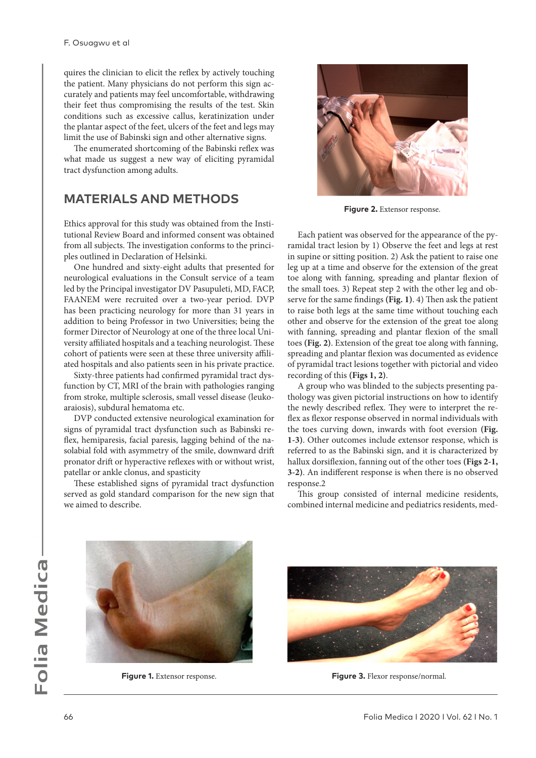quires the clinician to elicit the reflex by actively touching the patient. Many physicians do not perform this sign accurately and patients may feel uncomfortable, withdrawing their feet thus compromising the results of the test. Skin conditions such as excessive callus, keratinization under the plantar aspect of the feet, ulcers of the feet and legs may limit the use of Babinski sign and other alternative signs.

The enumerated shortcoming of the Babinski reflex was what made us suggest a new way of eliciting pyramidal tract dysfunction among adults.

## MATERIALS AND METHODS

Ethics approval for this study was obtained from the Institutional Review Board and informed consent was obtained from all subjects. The investigation conforms to the principles outlined in Declaration of Helsinki.

One hundred and sixty-eight adults that presented for neurological evaluations in the Consult service of a team led by the Principal investigator DV Pasupuleti, MD, FACP, FAANEM were recruited over a two-year period. DVP has been practicing neurology for more than 31 years in addition to being Professor in two Universities; being the former Director of Neurology at one of the three local University affiliated hospitals and a teaching neurologist. These cohort of patients were seen at these three university affiliated hospitals and also patients seen in his private practice.

Sixty-three patients had confirmed pyramidal tract dysfunction by CT, MRI of the brain with pathologies ranging from stroke, multiple sclerosis, small vessel disease (leukoaraiosis), subdural hematoma etc.

DVP conducted extensive neurological examination for signs of pyramidal tract dysfunction such as Babinski reflex, hemiparesis, facial paresis, lagging behind of the nasolabial fold with asymmetry of the smile, downward drift pronator drift or hyperactive reflexes with or without wrist, patellar or ankle clonus, and spasticity

These established signs of pyramidal tract dysfunction served as gold standard comparison for the new sign that we aimed to describe.

**Figure 2.** Extensor response.

Each patient was observed for the appearance of the pyramidal tract lesion by 1) Observe the feet and legs at rest in supine or sitting position. 2) Ask the patient to raise one leg up at a time and observe for the extension of the great toe along with fanning, spreading and plantar flexion of the small toes. 3) Repeat step 2 with the other leg and observe for the same findings **(Fig. 1)**. 4) Then ask the patient to raise both legs at the same time without touching each other and observe for the extension of the great toe along with fanning, spreading and plantar flexion of the small toes **(Fig. 2)**. Extension of the great toe along with fanning, spreading and plantar flexion was documented as evidence of pyramidal tract lesions together with pictorial and video recording of this **(Figs 1, 2)**.

A group who was blinded to the subjects presenting pathology was given pictorial instructions on how to identify the newly described reflex. They were to interpret the reflex as flexor response observed in normal individuals with the toes curving down, inwards with foot eversion **(Fig. 1-3)**. Other outcomes include extensor response, which is referred to as the Babinski sign, and it is characterized by hallux dorsiflexion, fanning out of the other toes **(Figs 2-1, 3-2)**. An indifferent response is when there is no observed response.2

This group consisted of internal medicine residents, combined internal medicine and pediatrics residents, med-

**Figure 1.** Extensor response.

**Figure 3.** Flexor response/normal.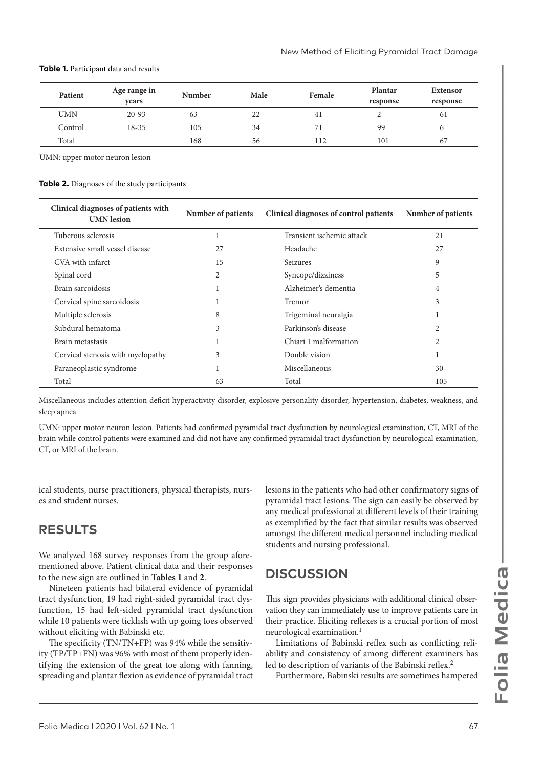**Table 1.** Participant data and results

| Patient | Age range in years | Number | Male | Female | Plantar response | Extensor response |
|---|---|---|---|---|---|---|
| UMN | 20-93 | 63 | 22 | 41 | 2 | 61 |
| Control | 18-35 | 105 | 34 | 71 | 99 | 6 |
| Total | | 168 | 56 | 112 | 101 | 67 |

UMN: upper motor neuron lesion

**Table 2.** Diagnoses of the study participants

| Clinical diagnoses of patients with UMN lesion | Number of patients | Clinical diagnoses of control patients | Number of patients |
|---|---|---|---|
| Tuberous sclerosis | 1 | Transient ischemic attack | 21 |
| Extensive small vessel disease | 27 | Headache | 27 |
| CVA with infarct | 15 | Seizures | 9 |
| Spinal cord | 2 | Syncope/dizziness | 5 |
| Brain sarcoidosis | 1 | Alzheimer's dementia | 4 |
| Cervical spine sarcoidosis | 1 | Tremor | 3 |
| Multiple sclerosis | 8 | Trigeminal neuralgia | 1 |
| Subdural hematoma | 3 | Parkinson's disease | 2 |
| Brain metastasis | 1 | Chiari 1 malformation | 2 |
| Cervical stenosis with myelopathy | 3 | Double vision | 1 |
| Paraneoplastic syndrome | 1 | Miscellaneous | 30 |
| Total | 63 | Total | 105 |

Miscellaneous includes attention deficit hyperactivity disorder, explosive personality disorder, hypertension, diabetes, weakness, and sleep apnea

UMN: upper motor neuron lesion. Patients had confirmed pyramidal tract dysfunction by neurological examination, CT, MRI of the brain while control patients were examined and did not have any confirmed pyramidal tract dysfunction by neurological examination, CT, or MRI of the brain.

ical students, nurse practitioners, physical therapists, nurses and student nurses.

## RESULTS

We analyzed 168 survey responses from the group aforementioned above. Patient clinical data and their responses to the new sign are outlined in **Tables 1** and **2**.

Nineteen patients had bilateral evidence of pyramidal tract dysfunction, 19 had right-sided pyramidal tract dysfunction, 15 had left-sided pyramidal tract dysfunction while 10 patients were ticklish with up going toes observed without eliciting with Babinski etc.

The specificity (TN/TN+FP) was 94% while the sensitivity (TP/TP+FN) was 96% with most of them properly identifying the extension of the great toe along with fanning, spreading and plantar flexion as evidence of pyramidal tract lesions in the patients who had other confirmatory signs of pyramidal tract lesions. The sign can easily be observed by any medical professional at different levels of their training as exemplified by the fact that similar results was observed amongst the different medical personnel including medical students and nursing professional.

## DISCUSSION

This sign provides physicians with additional clinical observation they can immediately use to improve patients care in their practice. Eliciting reflexes is a crucial portion of most neurological examination.[1]

Limitations of Babinski reflex such as conflicting reliability and consistency of among different examiners has led to description of variants of the Babinski reflex.[2]

Furthermore, Babinski results are sometimes hampered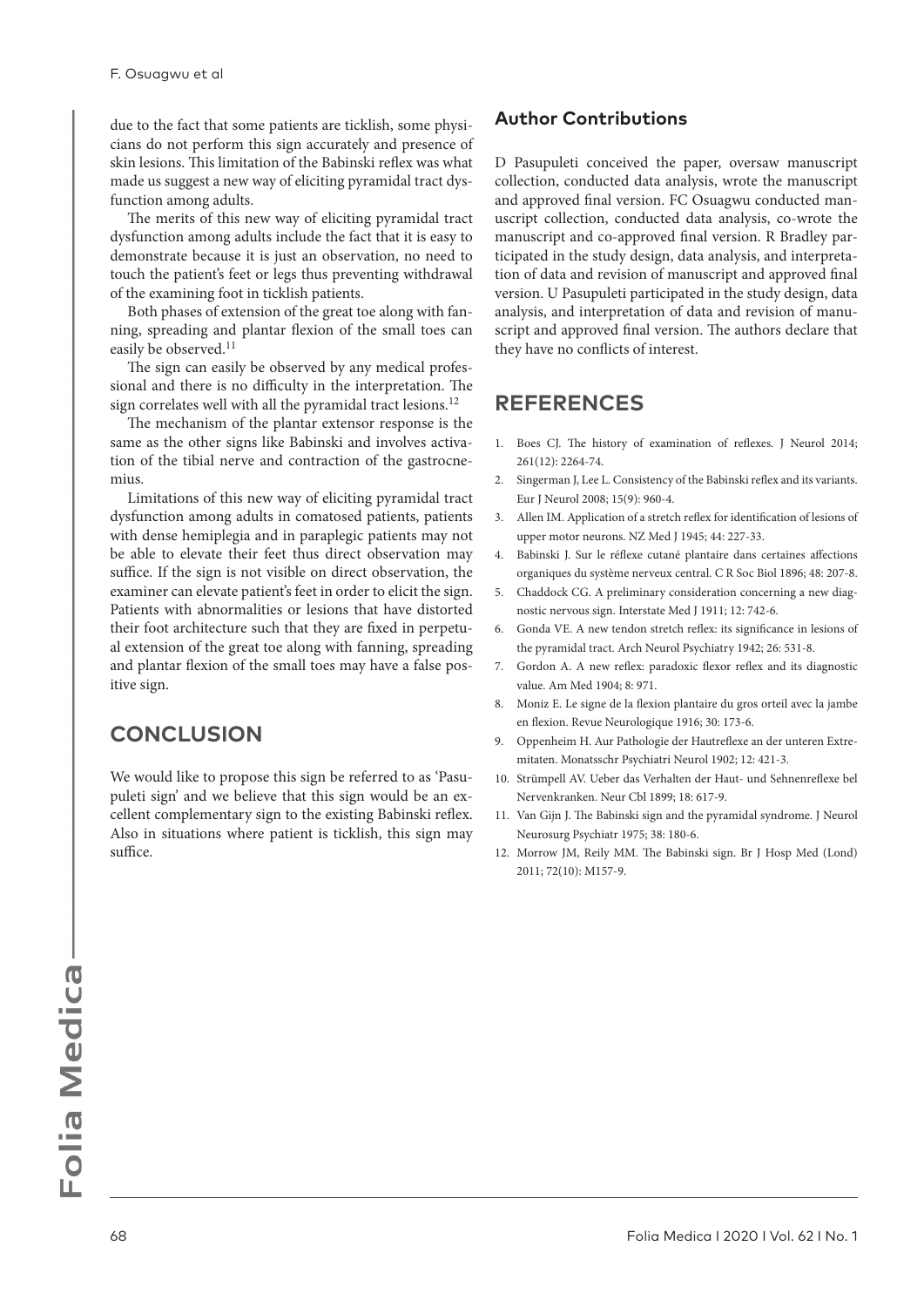due to the fact that some patients are ticklish, some physicians do not perform this sign accurately and presence of skin lesions. This limitation of the Babinski reflex was what made us suggest a new way of eliciting pyramidal tract dysfunction among adults.

The merits of this new way of eliciting pyramidal tract dysfunction among adults include the fact that it is easy to demonstrate because it is just an observation, no need to touch the patient's feet or legs thus preventing withdrawal of the examining foot in ticklish patients.

Both phases of extension of the great toe along with fanning, spreading and plantar flexion of the small toes can easily be observed.[11]

The sign can easily be observed by any medical professional and there is no difficulty in the interpretation. The sign correlates well with all the pyramidal tract lesions.[12]

The mechanism of the plantar extensor response is the same as the other signs like Babinski and involves activation of the tibial nerve and contraction of the gastrocnemius.

Limitations of this new way of eliciting pyramidal tract dysfunction among adults in comatosed patients, patients with dense hemiplegia and in paraplegic patients may not be able to elevate their feet thus direct observation may suffice. If the sign is not visible on direct observation, the examiner can elevate patient's feet in order to elicit the sign. Patients with abnormalities or lesions that have distorted their foot architecture such that they are fixed in perpetual extension of the great toe along with fanning, spreading and plantar flexion of the small toes may have a false positive sign.

## CONCLUSION

We would like to propose this sign be referred to as 'Pasupuleti sign' and we believe that this sign would be an excellent complementary sign to the existing Babinski reflex. Also in situations where patient is ticklish, this sign may suffice.

### Author Contributions

D Pasupuleti conceived the paper, oversaw manuscript collection, conducted data analysis, wrote the manuscript and approved final version. FC Osuagwu conducted manuscript collection, conducted data analysis, co-wrote the manuscript and co-approved final version. R Bradley participated in the study design, data analysis, and interpretation of data and revision of manuscript and approved final version. U Pasupuleti participated in the study design, data analysis, and interpretation of data and revision of manuscript and approved final version. The authors declare that they have no conflicts of interest.

## REFERENCES

1. Boes CJ. The history of examination of reflexes. J Neurol 2014; 261(12): 2264-74.
2. Singerman J, Lee L. Consistency of the Babinski reflex and its variants. Eur J Neurol 2008; 15(9): 960-4.
3. Allen IM. Application of a stretch reflex for identification of lesions of upper motor neurons. NZ Med J 1945; 44: 227-33.
4. Babinski J. Sur le réflexe cutané plantaire dans certaines affections organiques du système nerveux central. C R Soc Biol 1896; 48: 207-8.
5. Chaddock CG. A preliminary consideration concerning a new diagnostic nervous sign. Interstate Med J 1911; 12: 742-6.
6. Gonda VE. A new tendon stretch reflex: its significance in lesions of the pyramidal tract. Arch Neurol Psychiatry 1942; 26: 531-8.
7. Gordon A. A new reflex: paradoxic flexor reflex and its diagnostic value. Am Med 1904; 8: 971.
8. Moniz E. Le signe de la flexion plantaire du gros orteil avec la jambe en flexion. Revue Neurologique 1916; 30: 173-6.
9. Oppenheim H. Aur Pathologie der Hautreflexe an der unteren Extremitaten. Monatsschr Psychiatri Neurol 1902; 12: 421-3.
10. Strümpell AV. Ueber das Verhalten der Haut- und Sehnenreflexe bel Nervenkranken. Neur Cbl 1899; 18: 617-9.
11. Van Gijn J. The Babinski sign and the pyramidal syndrome. J Neurol Neurosurg Psychiatr 1975; 38: 180-6.
12. Morrow JM, Reily MM. The Babinski sign. Br J Hosp Med (Lond) 2011; 72(10): M157-9.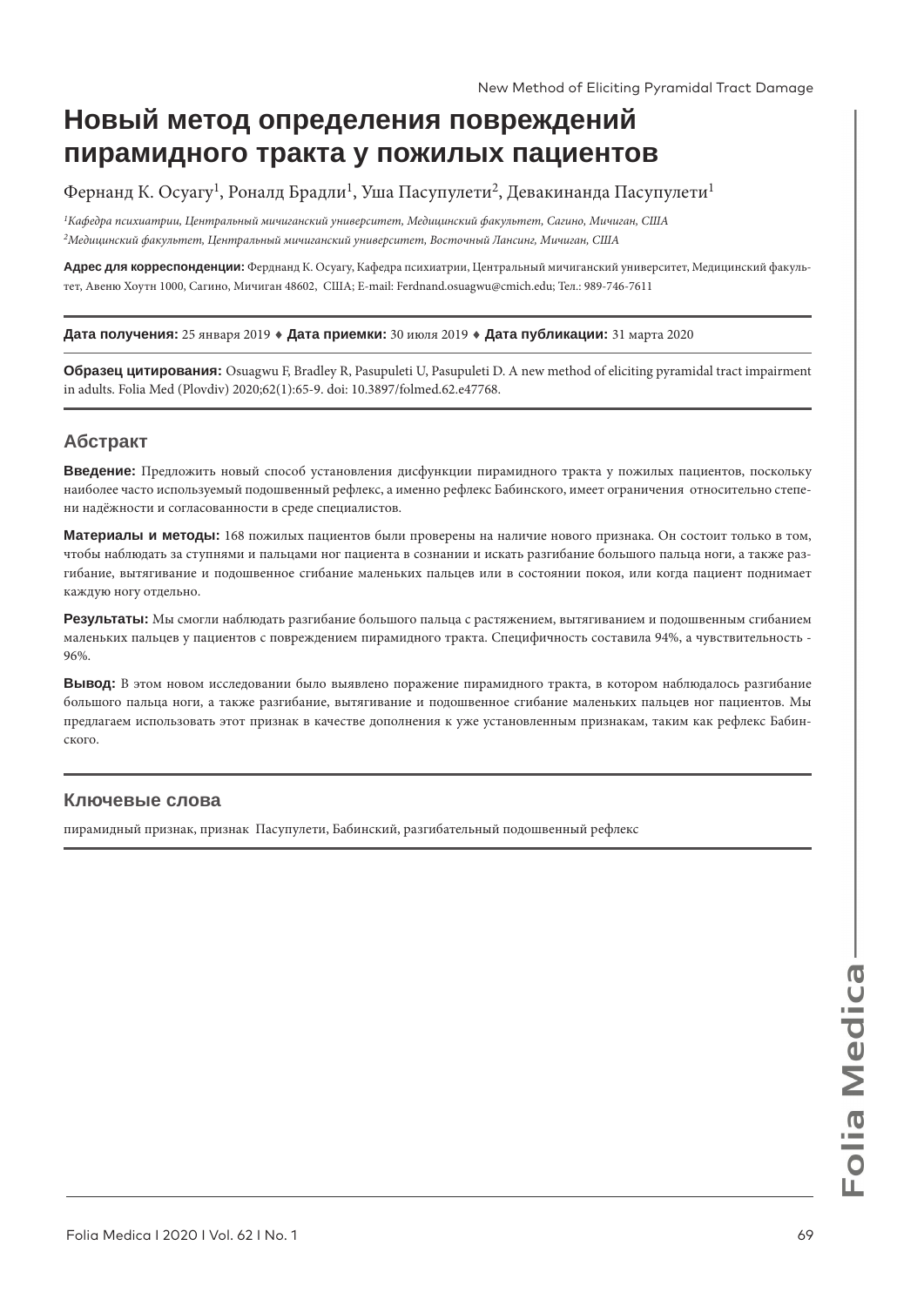# Новый метод определения повреждений пирамидного тракта у пожилых пациентов

Фернанд К. Осуагу[1], Роналд Брадли[1], Уша Пасупулети[2], Девакинанда Пасупулети[1]

*[1]Кафедра психиатрии, Центральный мичиганский университет, Медицинский факультет, Сагино, Мичиган, США*

*[2]Медицинский факультет, Центральный мичиганский университет, Восточный Лансинг, Мичиган, США*

**Адрес для корреспонденции:** Ферднанд К. Осуагу, Кафедра психиатрии, Центральный мичиганский университет, Медицинский факультет, Авеню Хоутн 1000, Сагино, Мичиган 48602, США; E-mail: Ferdnand.osuagwu@cmich.edu; Тел.: 989-746-7611

**Дата получения:** 25 января 2019 ♦ **Дата приемки:** 30 июля 2019 ♦ **Дата публикации:** 31 марта 2020

**Образец цитирования:** Osuagwu F, Bradley R, Pasupuleti U, Pasupuleti D. A new method of eliciting pyramidal tract impairment in adults. Folia Med (Plovdiv) 2020;62(1):65-9. doi: 10.3897/folmed.62.e47768.

## Абстракт

**Введение:** Предложить новый способ установления дисфункции пирамидного тракта у пожилых пациентов, поскольку наиболее часто используемый подошвенный рефлекс, а именно рефлекс Бабинского, имеет ограничения относительно степени надёжности и согласованности в среде специалистов.

**Материалы и методы:** 168 пожилых пациентов были проверены на наличие нового признака. Он состоит только в том, чтобы наблюдать за ступнями и пальцами ног пациента в сознании и искать разгибание большого пальца ноги, а также разгибание, вытягивание и подошвенное сгибание маленьких пальцев или в состоянии покоя, или когда пациент поднимает каждую ногу отдельно.

**Результаты:** Мы смогли наблюдать разгибание большого пальца с растяжением, вытягиванием и подошвенным сгибанием маленьких пальцев у пациентов с повреждением пирамидного тракта. Специфичность составила 94%, а чувствительность - 96%.

**Вывод:** В этом новом исследовании было выявлено поражение пирамидного тракта, в котором наблюдалось разгибание большого пальца ноги, а также разгибание, вытягивание и подошвенное сгибание маленьких пальцев ног пациентов. Мы предлагаем использовать этот признак в качестве дополнения к уже установленным признакам, таким как рефлекс Бабинского.

## Ключевые слова

пирамидный признак, признак Пасупулети, Бабинский, разгибательный подошвенный рефлекс